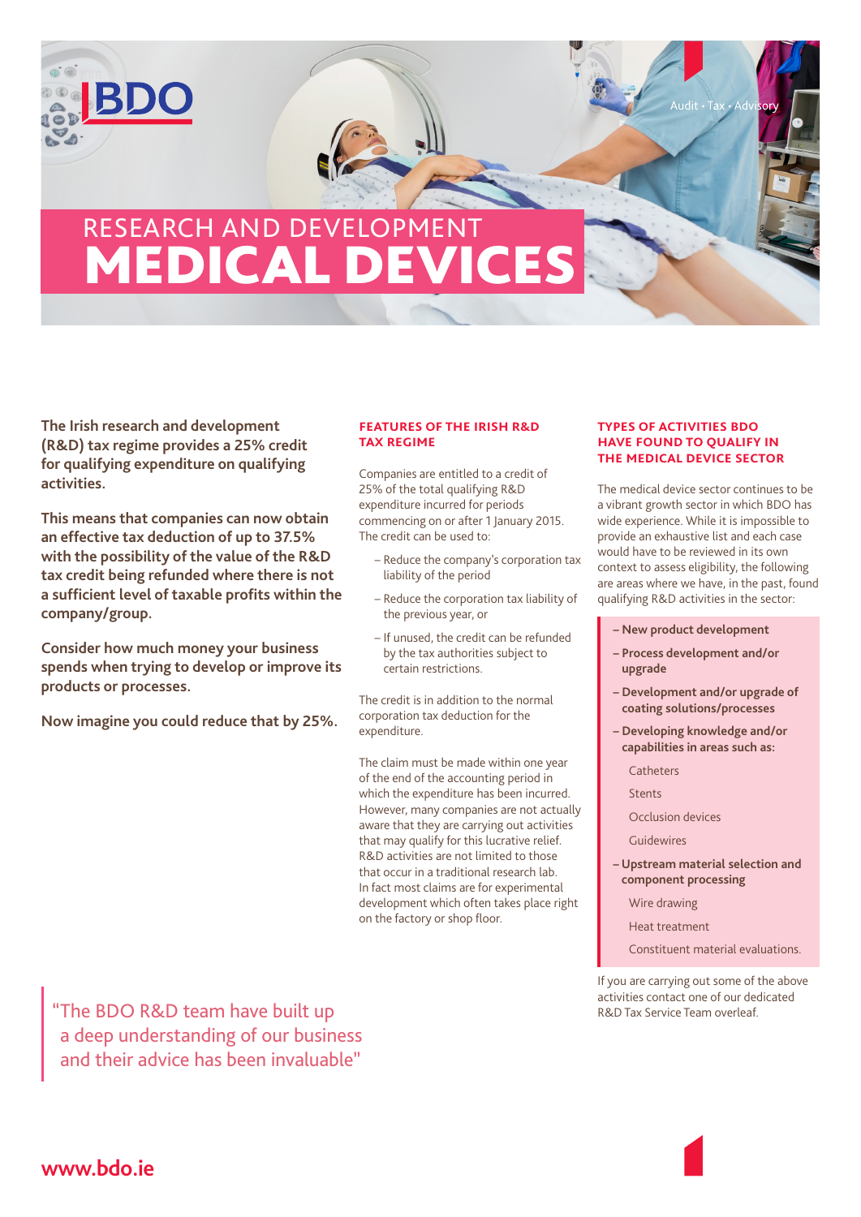BDO

Audit • Tax • Advisory

# RESEARCH AND DEVELOPMENT MEDICAL DEVICES

**The Irish research and development (R&D) tax regime provides a 25% credit for qualifying expenditure on qualifying activities.**

**This means that companies can now obtain an effective tax deduction of up to 37.5% with the possibility of the value of the R&D tax credit being refunded where there is not a sufficient level of taxable profits within the company/group.**

**Consider how much money your business spends when trying to develop or improve its products or processes.**

**Now imagine you could reduce that by 25%.**

## FEATURES OF THE IRISH R&D TAX REGIME

Companies are entitled to a credit of 25% of the total qualifying R&D expenditure incurred for periods commencing on or after 1 January 2015. The credit can be used to:

- Reduce the company's corporation tax liability of the period
- Reduce the corporation tax liability of the previous year, or
- If unused, the credit can be refunded by the tax authorities subject to certain restrictions.

The credit is in addition to the normal corporation tax deduction for the expenditure.

The claim must be made within one year of the end of the accounting period in which the expenditure has been incurred. However, many companies are not actually aware that they are carrying out activities that may qualify for this lucrative relief. R&D activities are not limited to those that occur in a traditional research lab. In fact most claims are for experimental development which often takes place right on the factory or shop floor.

## TYPES OF ACTIVITIES BDO HAVE FOUND TO QUALIFY IN THE MEDICAL DEVICE SECTOR

The medical device sector continues to be a vibrant growth sector in which BDO has wide experience. While it is impossible to provide an exhaustive list and each case would have to be reviewed in its own context to assess eligibility, the following are areas where we have, in the past, found qualifying R&D activities in the sector:

- **New product development**
- **Process development and/or upgrade**
- **Development and/or upgrade of coating solutions/processes**
- **Developing knowledge and/or capabilities in areas such as:**
  - Catheters
  - Stents
  - Occlusion devices
  - Guidewires
- **Upstream material selection and component processing**
  - Wire drawing
  - Heat treatment
  - Constituent material evaluations.

If you are carrying out some of the above activities contact one of our dedicated R&D Tax Service Team overleaf.

> "The BDO R&D team have built up a deep understanding of our business and their advice has been invaluable"

www.bdo.ie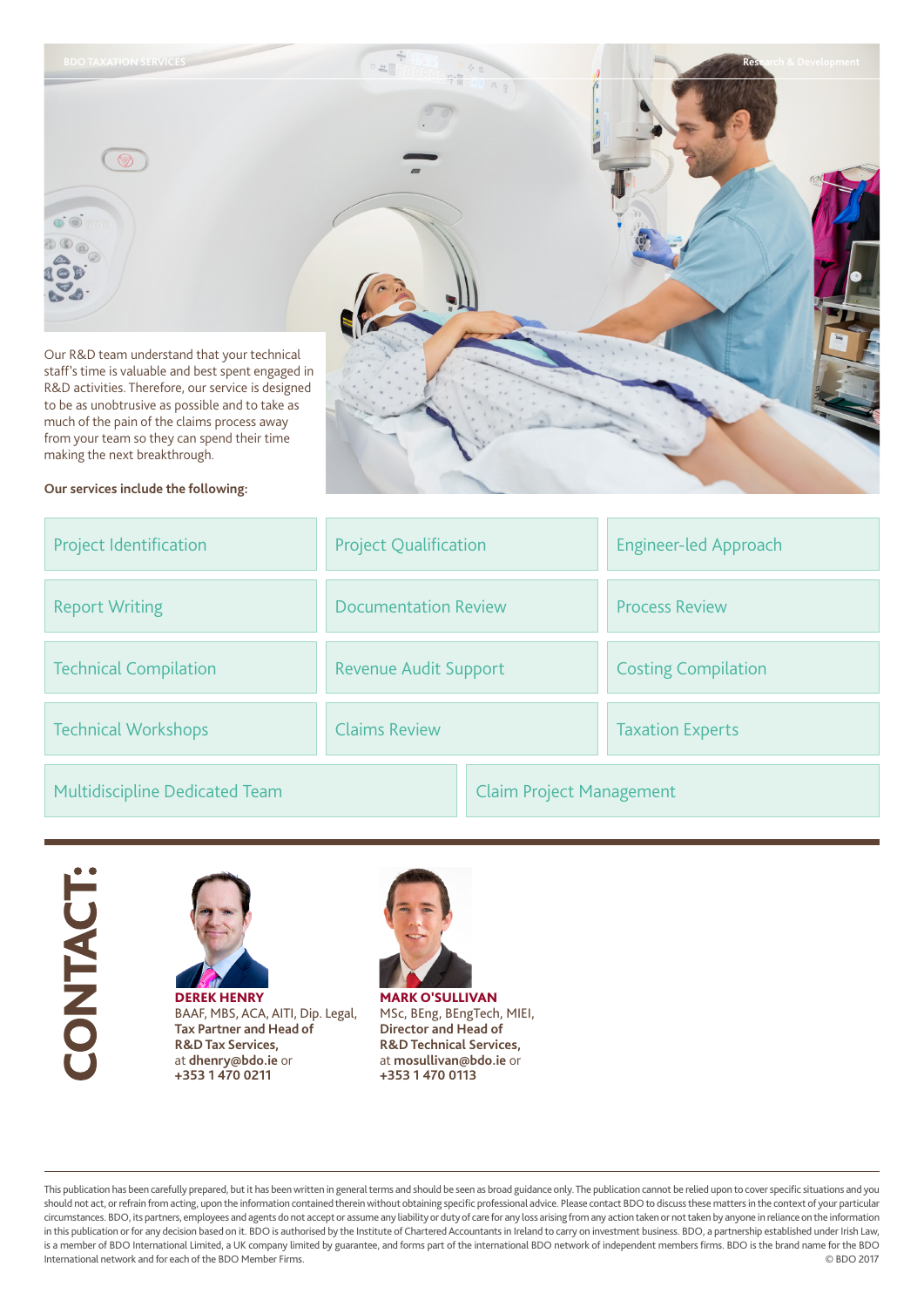Our R&D team understand that your technical staff's time is valuable and best spent engaged in R&D activities. Therefore, our service is designed to be as unobtrusive as possible and to take as much of the pain of the claims process away from your team so they can spend their time making the next breakthrough.

**Our services include the following:**

| | | |
|---|---|---|
| Project Identification | Project Qualification | Engineer-led Approach |
| Report Writing | Documentation Review | Process Review |
| Technical Compilation | Revenue Audit Support | Costing Compilation |
| Technical Workshops | Claims Review | Taxation Experts |
| Multidiscipline Dedicated Team | Claim Project Management | |

## CONTACT:

**DEREK HENRY**
BAAF, MBS, ACA, AITI, Dip. Legal,
**Tax Partner and Head of R&D Tax Services,**
at **dhenry@bdo.ie** or
**+353 1 470 0211**

**MARK O'SULLIVAN**
MSc, BEng, BEngTech, MIEI,
**Director and Head of R&D Technical Services,**
at **mosullivan@bdo.ie** or
**+353 1 470 0113**

This publication has been carefully prepared, but it has been written in general terms and should be seen as broad guidance only. The publication cannot be relied upon to cover specific situations and you should not act, or refrain from acting, upon the information contained therein without obtaining specific professional advice. Please contact BDO to discuss these matters in the context of your particular circumstances. BDO, its partners, employees and agents do not accept or assume any liability or duty of care for any loss arising from any action taken or not taken by anyone in reliance on the information in this publication or for any decision based on it. BDO is authorised by the Institute of Chartered Accountants in Ireland to carry on investment business. BDO, a partnership established under Irish Law, is a member of BDO International Limited, a UK company limited by guarantee, and forms part of the international BDO network of independent members firms. BDO is the brand name for the BDO International network and for each of the BDO Member Firms.

© BDO 2017